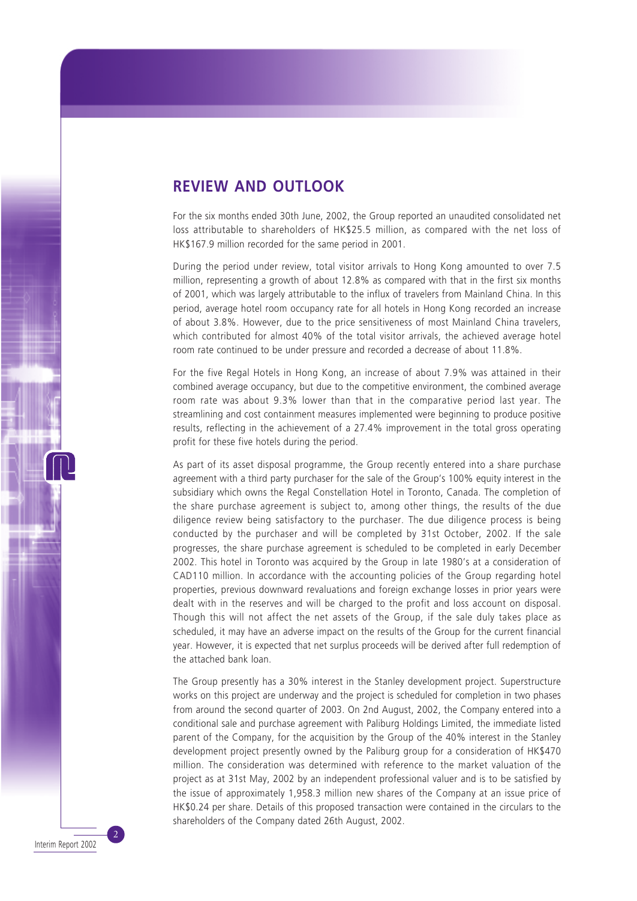## REVIEW AND OUTLOOK

For the six months ended 30th June, 2002, the Group reported an unaudited consolidated net loss attributable to shareholders of HK$25.5 million, as compared with the net loss of HK$167.9 million recorded for the same period in 2001.

During the period under review, total visitor arrivals to Hong Kong amounted to over 7.5 million, representing a growth of about 12.8% as compared with that in the first six months of 2001, which was largely attributable to the influx of travelers from Mainland China. In this period, average hotel room occupancy rate for all hotels in Hong Kong recorded an increase of about 3.8%. However, due to the price sensitiveness of most Mainland China travelers, which contributed for almost 40% of the total visitor arrivals, the achieved average hotel room rate continued to be under pressure and recorded a decrease of about 11.8%.

For the five Regal Hotels in Hong Kong, an increase of about 7.9% was attained in their combined average occupancy, but due to the competitive environment, the combined average room rate was about 9.3% lower than that in the comparative period last year. The streamlining and cost containment measures implemented were beginning to produce positive results, reflecting in the achievement of a 27.4% improvement in the total gross operating profit for these five hotels during the period.

As part of its asset disposal programme, the Group recently entered into a share purchase agreement with a third party purchaser for the sale of the Group's 100% equity interest in the subsidiary which owns the Regal Constellation Hotel in Toronto, Canada. The completion of the share purchase agreement is subject to, among other things, the results of the due diligence review being satisfactory to the purchaser. The due diligence process is being conducted by the purchaser and will be completed by 31st October, 2002. If the sale progresses, the share purchase agreement is scheduled to be completed in early December 2002. This hotel in Toronto was acquired by the Group in late 1980's at a consideration of CAD110 million. In accordance with the accounting policies of the Group regarding hotel properties, previous downward revaluations and foreign exchange losses in prior years were dealt with in the reserves and will be charged to the profit and loss account on disposal. Though this will not affect the net assets of the Group, if the sale duly takes place as scheduled, it may have an adverse impact on the results of the Group for the current financial year. However, it is expected that net surplus proceeds will be derived after full redemption of the attached bank loan.

The Group presently has a 30% interest in the Stanley development project. Superstructure works on this project are underway and the project is scheduled for completion in two phases from around the second quarter of 2003. On 2nd August, 2002, the Company entered into a conditional sale and purchase agreement with Paliburg Holdings Limited, the immediate listed parent of the Company, for the acquisition by the Group of the 40% interest in the Stanley development project presently owned by the Paliburg group for a consideration of HK$470 million. The consideration was determined with reference to the market valuation of the project as at 31st May, 2002 by an independent professional valuer and is to be satisfied by the issue of approximately 1,958.3 million new shares of the Company at an issue price of HK$0.24 per share. Details of this proposed transaction were contained in the circulars to the shareholders of the Company dated 26th August, 2002.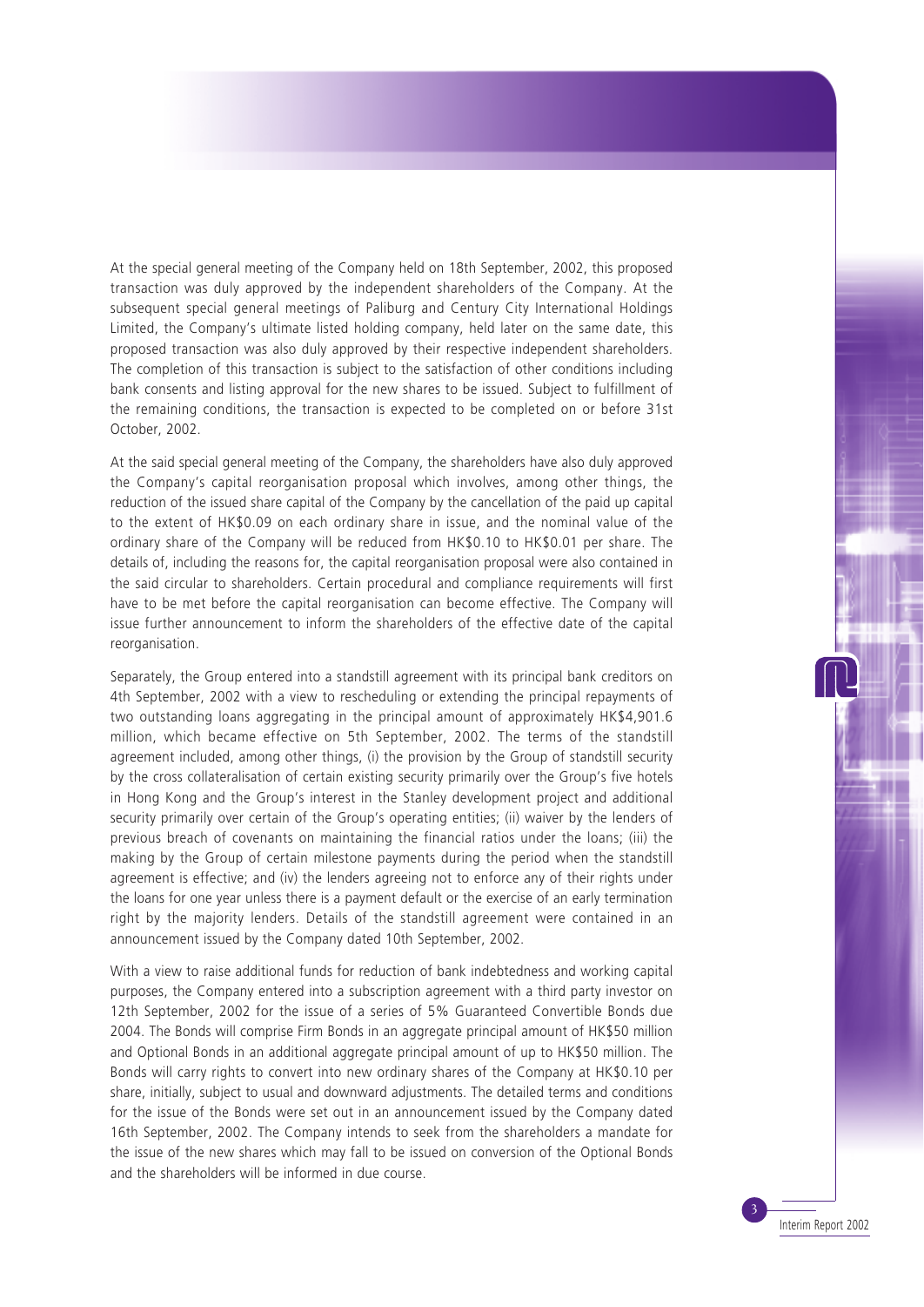At the special general meeting of the Company held on 18th September, 2002, this proposed transaction was duly approved by the independent shareholders of the Company. At the subsequent special general meetings of Paliburg and Century City International Holdings Limited, the Company's ultimate listed holding company, held later on the same date, this proposed transaction was also duly approved by their respective independent shareholders. The completion of this transaction is subject to the satisfaction of other conditions including bank consents and listing approval for the new shares to be issued. Subject to fulfillment of the remaining conditions, the transaction is expected to be completed on or before 31st October, 2002.

At the said special general meeting of the Company, the shareholders have also duly approved the Company's capital reorganisation proposal which involves, among other things, the reduction of the issued share capital of the Company by the cancellation of the paid up capital to the extent of HK$0.09 on each ordinary share in issue, and the nominal value of the ordinary share of the Company will be reduced from HK$0.10 to HK$0.01 per share. The details of, including the reasons for, the capital reorganisation proposal were also contained in the said circular to shareholders. Certain procedural and compliance requirements will first have to be met before the capital reorganisation can become effective. The Company will issue further announcement to inform the shareholders of the effective date of the capital reorganisation.

Separately, the Group entered into a standstill agreement with its principal bank creditors on 4th September, 2002 with a view to rescheduling or extending the principal repayments of two outstanding loans aggregating in the principal amount of approximately HK$4,901.6 million, which became effective on 5th September, 2002. The terms of the standstill agreement included, among other things, (i) the provision by the Group of standstill security by the cross collateralisation of certain existing security primarily over the Group's five hotels in Hong Kong and the Group's interest in the Stanley development project and additional security primarily over certain of the Group's operating entities; (ii) waiver by the lenders of previous breach of covenants on maintaining the financial ratios under the loans; (iii) the making by the Group of certain milestone payments during the period when the standstill agreement is effective; and (iv) the lenders agreeing not to enforce any of their rights under the loans for one year unless there is a payment default or the exercise of an early termination right by the majority lenders. Details of the standstill agreement were contained in an announcement issued by the Company dated 10th September, 2002.

With a view to raise additional funds for reduction of bank indebtedness and working capital purposes, the Company entered into a subscription agreement with a third party investor on 12th September, 2002 for the issue of a series of 5% Guaranteed Convertible Bonds due 2004. The Bonds will comprise Firm Bonds in an aggregate principal amount of HK$50 million and Optional Bonds in an additional aggregate principal amount of up to HK$50 million. The Bonds will carry rights to convert into new ordinary shares of the Company at HK$0.10 per share, initially, subject to usual and downward adjustments. The detailed terms and conditions for the issue of the Bonds were set out in an announcement issued by the Company dated 16th September, 2002. The Company intends to seek from the shareholders a mandate for the issue of the new shares which may fall to be issued on conversion of the Optional Bonds and the shareholders will be informed in due course.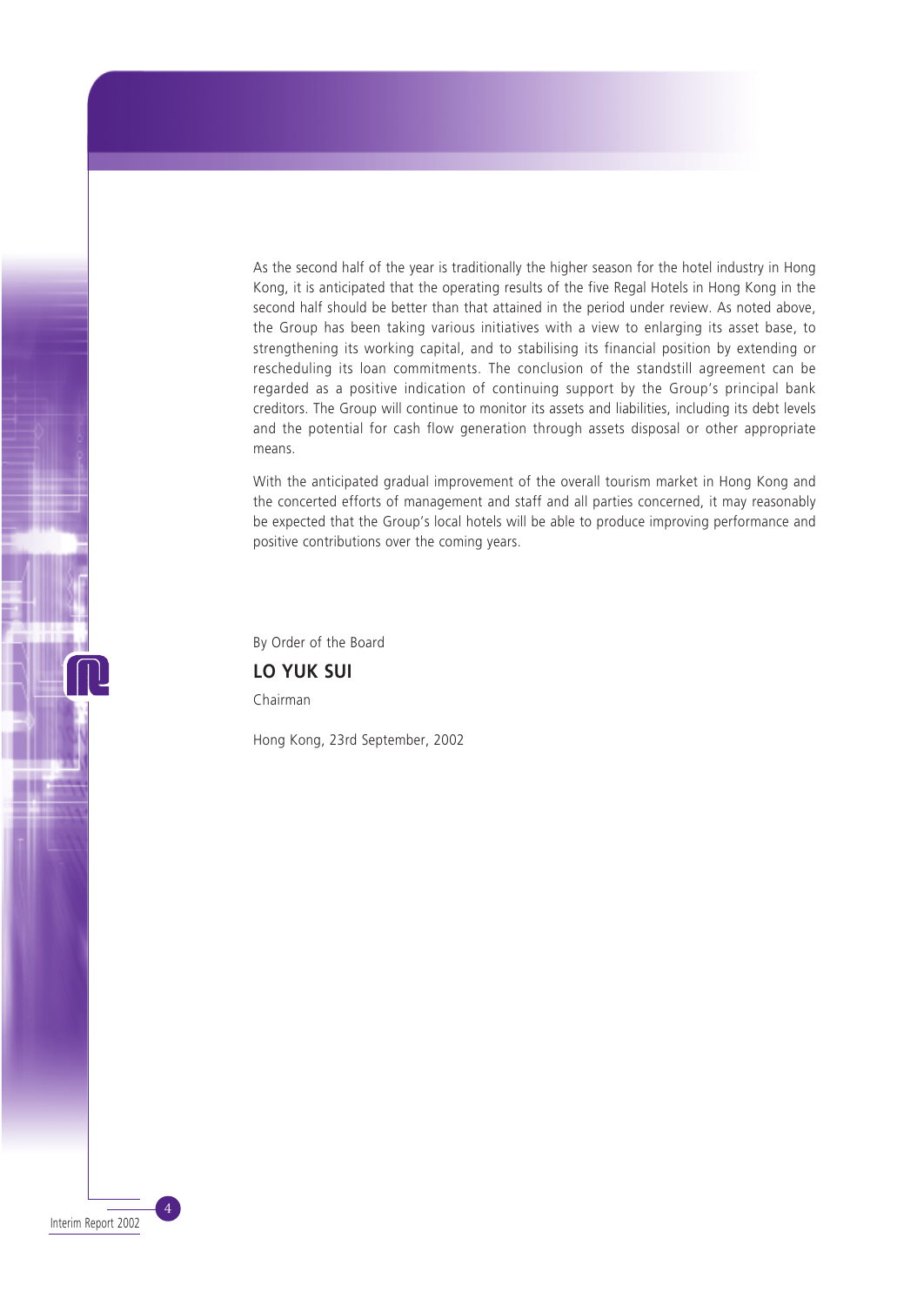As the second half of the year is traditionally the higher season for the hotel industry in Hong Kong, it is anticipated that the operating results of the five Regal Hotels in Hong Kong in the second half should be better than that attained in the period under review. As noted above, the Group has been taking various initiatives with a view to enlarging its asset base, to strengthening its working capital, and to stabilising its financial position by extending or rescheduling its loan commitments. The conclusion of the standstill agreement can be regarded as a positive indication of continuing support by the Group's principal bank creditors. The Group will continue to monitor its assets and liabilities, including its debt levels and the potential for cash flow generation through assets disposal or other appropriate means.

With the anticipated gradual improvement of the overall tourism market in Hong Kong and the concerted efforts of management and staff and all parties concerned, it may reasonably be expected that the Group's local hotels will be able to produce improving performance and positive contributions over the coming years.

By Order of the Board

**LO YUK SUI**

Chairman

Hong Kong, 23rd September, 2002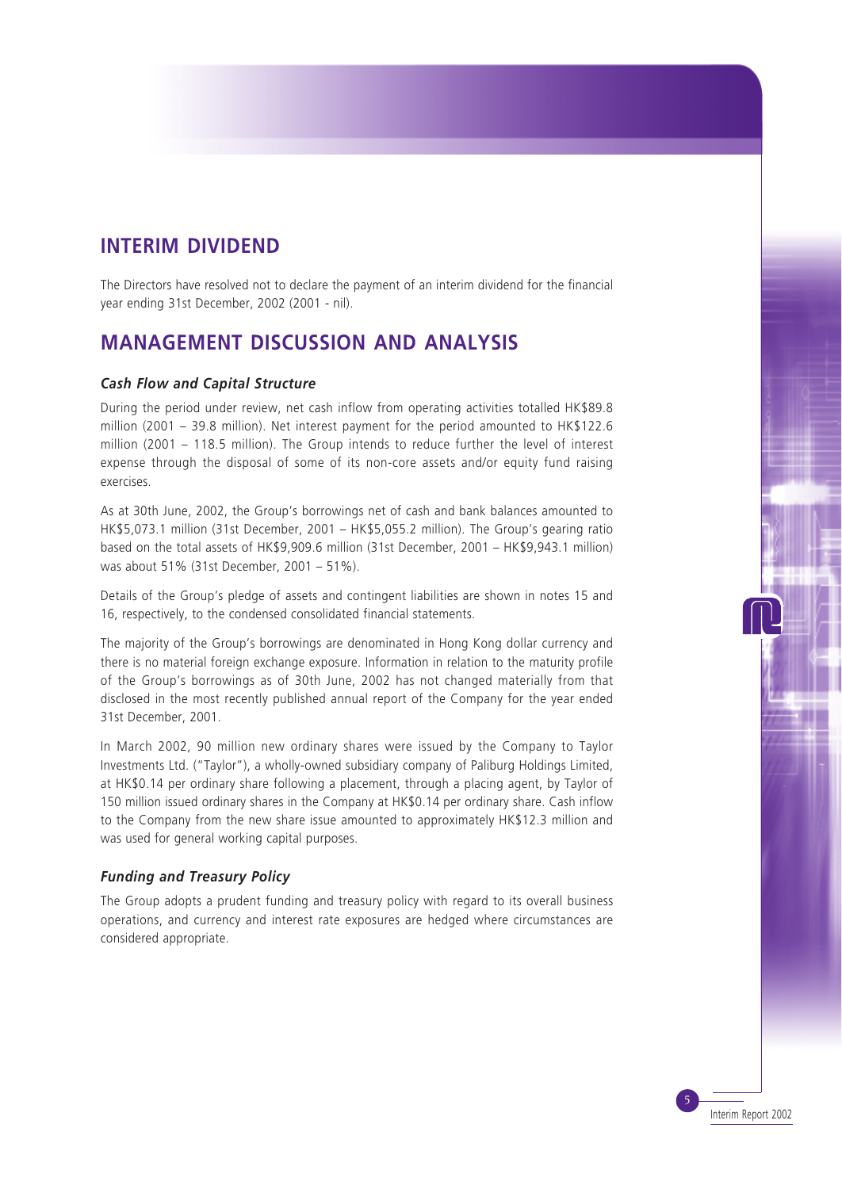## INTERIM DIVIDEND

The Directors have resolved not to declare the payment of an interim dividend for the financial year ending 31st December, 2002 (2001 - nil).

## MANAGEMENT DISCUSSION AND ANALYSIS

### *Cash Flow and Capital Structure*

During the period under review, net cash inflow from operating activities totalled HK$89.8 million (2001 – 39.8 million). Net interest payment for the period amounted to HK$122.6 million (2001 – 118.5 million). The Group intends to reduce further the level of interest expense through the disposal of some of its non-core assets and/or equity fund raising exercises.

As at 30th June, 2002, the Group's borrowings net of cash and bank balances amounted to HK$5,073.1 million (31st December, 2001 – HK$5,055.2 million). The Group's gearing ratio based on the total assets of HK$9,909.6 million (31st December, 2001 – HK$9,943.1 million) was about 51% (31st December, 2001 – 51%).

Details of the Group's pledge of assets and contingent liabilities are shown in notes 15 and 16, respectively, to the condensed consolidated financial statements.

The majority of the Group's borrowings are denominated in Hong Kong dollar currency and there is no material foreign exchange exposure. Information in relation to the maturity profile of the Group's borrowings as of 30th June, 2002 has not changed materially from that disclosed in the most recently published annual report of the Company for the year ended 31st December, 2001.

In March 2002, 90 million new ordinary shares were issued by the Company to Taylor Investments Ltd. ("Taylor"), a wholly-owned subsidiary company of Paliburg Holdings Limited, at HK$0.14 per ordinary share following a placement, through a placing agent, by Taylor of 150 million issued ordinary shares in the Company at HK$0.14 per ordinary share. Cash inflow to the Company from the new share issue amounted to approximately HK$12.3 million and was used for general working capital purposes.

### *Funding and Treasury Policy*

The Group adopts a prudent funding and treasury policy with regard to its overall business operations, and currency and interest rate exposures are hedged where circumstances are considered appropriate.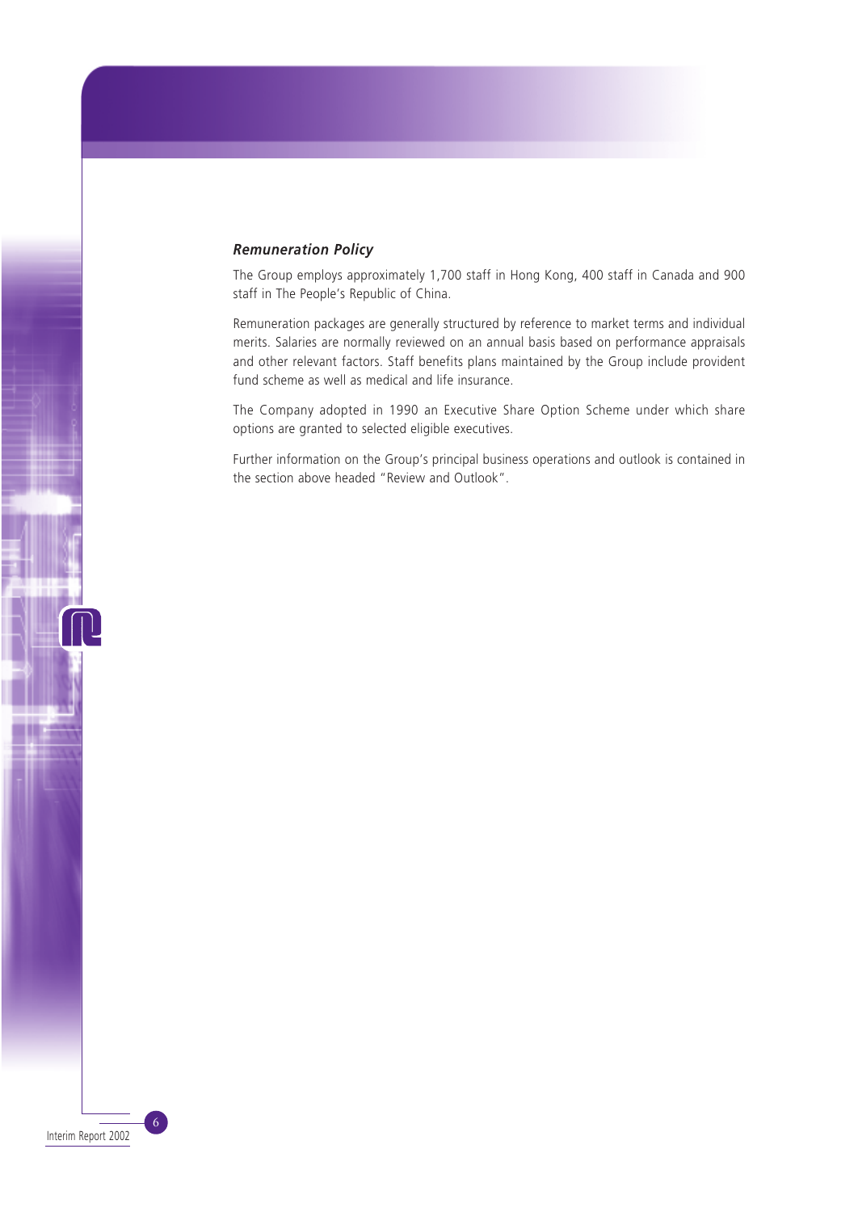### *Remuneration Policy*

The Group employs approximately 1,700 staff in Hong Kong, 400 staff in Canada and 900 staff in The People's Republic of China.

Remuneration packages are generally structured by reference to market terms and individual merits. Salaries are normally reviewed on an annual basis based on performance appraisals and other relevant factors. Staff benefits plans maintained by the Group include provident fund scheme as well as medical and life insurance.

The Company adopted in 1990 an Executive Share Option Scheme under which share options are granted to selected eligible executives.

Further information on the Group's principal business operations and outlook is contained in the section above headed "Review and Outlook".